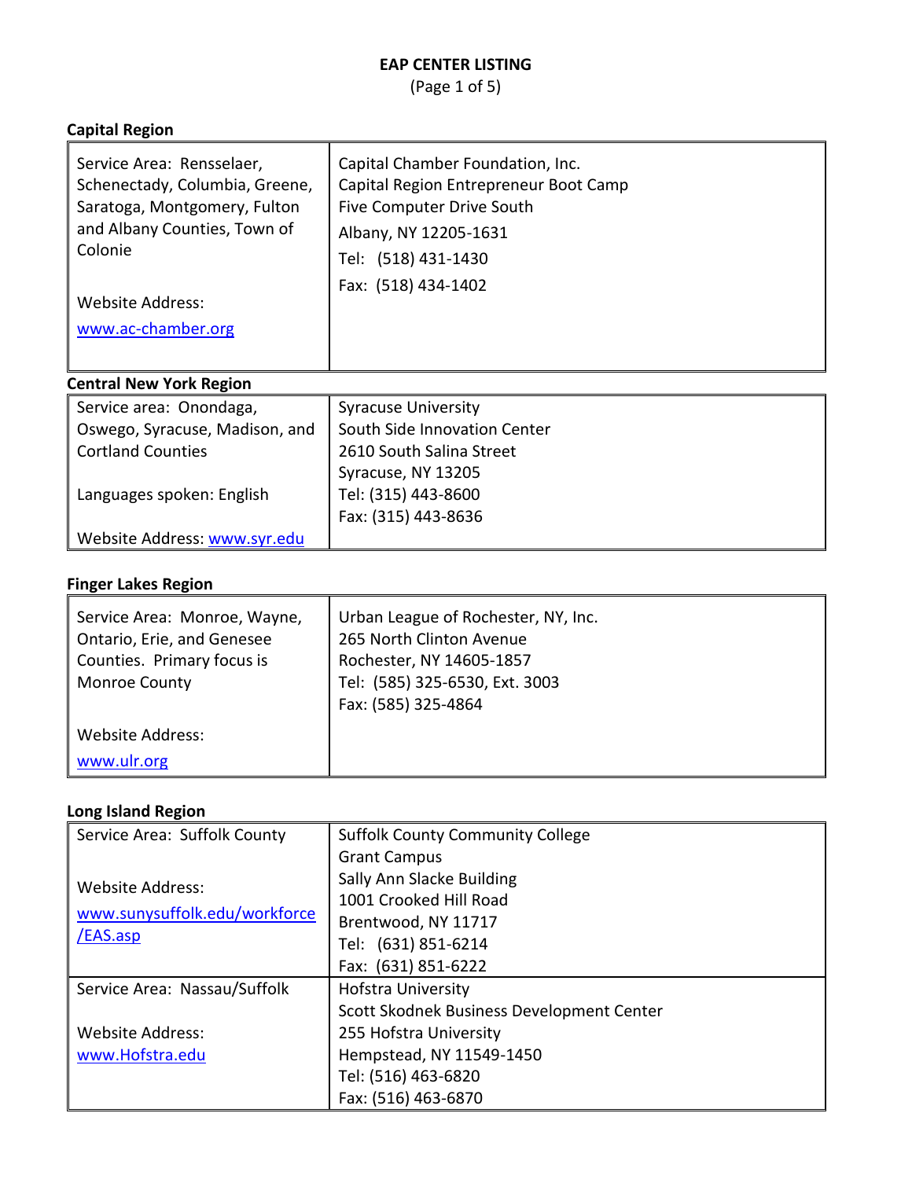# EAP CENTER LISTING

## Capital Region

| | |
|---|---|
| Service Area: Rensselaer, Schenectady, Columbia, Greene, Saratoga, Montgomery, Fulton and Albany Counties, Town of Colonie<br><br>Website Address:<br>www.ac-chamber.org | Capital Chamber Foundation, Inc.<br>Capital Region Entrepreneur Boot Camp<br>Five Computer Drive South<br>Albany, NY 12205-1631<br>Tel: (518) 431-1430<br>Fax: (518) 434-1402 |

## Central New York Region

| | |
|---|---|
| Service area: Onondaga, Oswego, Syracuse, Madison, and Cortland Counties<br><br>Languages spoken: English<br><br>Website Address: www.syr.edu | Syracuse University<br>South Side Innovation Center<br>2610 South Salina Street<br>Syracuse, NY 13205<br>Tel: (315) 443-8600<br>Fax: (315) 443-8636 |

## Finger Lakes Region

| | |
|---|---|
| Service Area: Monroe, Wayne, Ontario, Erie, and Genesee Counties. Primary focus is Monroe County<br><br>Website Address:<br>www.ulr.org | Urban League of Rochester, NY, Inc.<br>265 North Clinton Avenue<br>Rochester, NY 14605-1857<br>Tel: (585) 325-6530, Ext. 3003<br>Fax: (585) 325-4864 |

## Long Island Region

| | |
|---|---|
| Service Area: Suffolk County<br><br>Website Address:<br>www.sunysuffolk.edu/workforce/EAS.asp | Suffolk County Community College<br>Grant Campus<br>Sally Ann Slacke Building<br>1001 Crooked Hill Road<br>Brentwood, NY 11717<br>Tel: (631) 851-6214<br>Fax: (631) 851-6222 |
| Service Area: Nassau/Suffolk<br><br>Website Address:<br>www.Hofstra.edu | Hofstra University<br>Scott Skodnek Business Development Center<br>255 Hofstra University<br>Hempstead, NY 11549-1450<br>Tel: (516) 463-6820<br>Fax: (516) 463-6870 |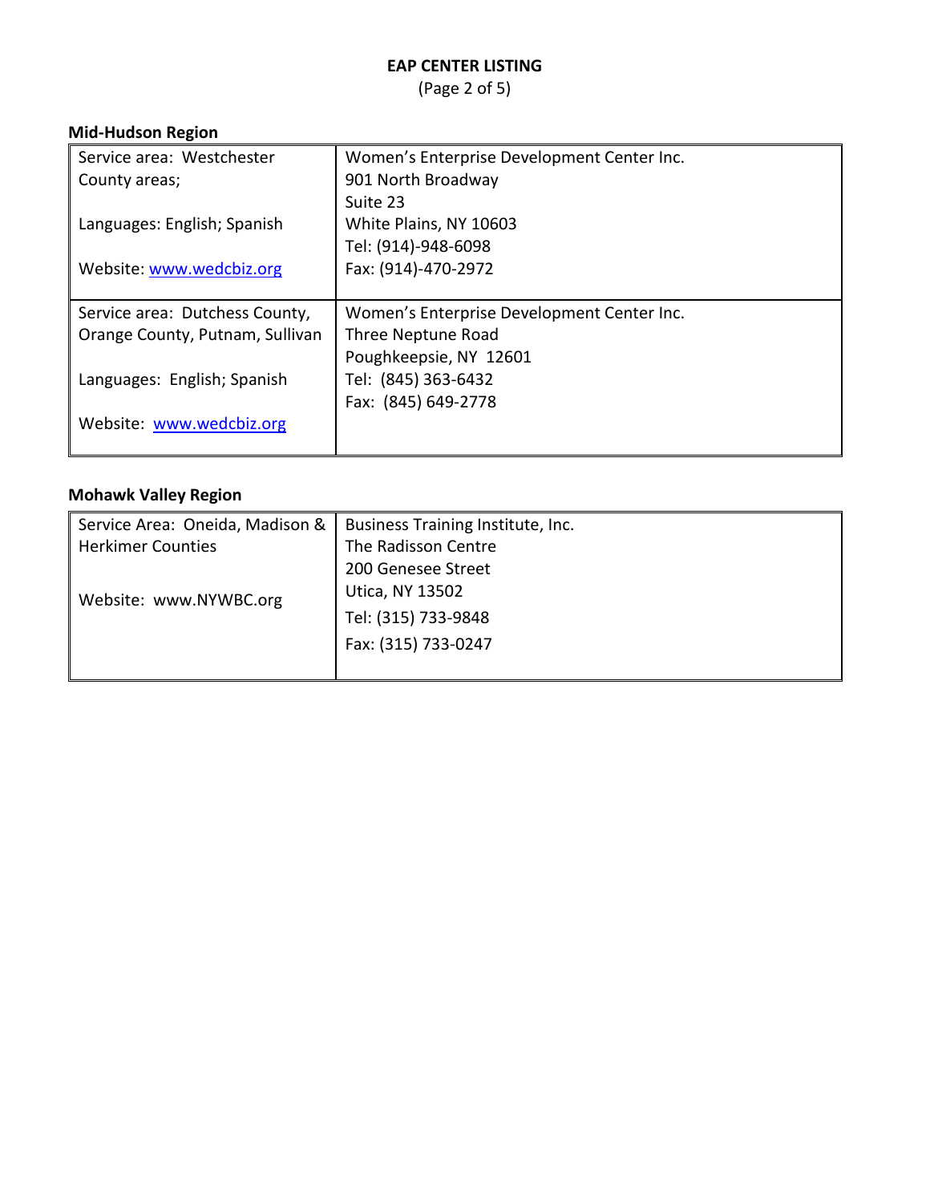## EAP CENTER LISTING

(Page 2 of 5)

### Mid-Hudson Region

| | |
|---|---|
| Service area: Westchester County areas;<br><br>Languages: English; Spanish<br><br>Website: [www.wedcbiz.org](http://www.wedcbiz.org) | Women's Enterprise Development Center Inc.<br>901 North Broadway<br>Suite 23<br>White Plains, NY 10603<br>Tel: (914)-948-6098<br>Fax: (914)-470-2972 |
| Service area: Dutchess County, Orange County, Putnam, Sullivan<br><br>Languages: English; Spanish<br><br>Website: [www.wedcbiz.org](http://www.wedcbiz.org) | Women's Enterprise Development Center Inc.<br>Three Neptune Road<br>Poughkeepsie, NY 12601<br>Tel: (845) 363-6432<br>Fax: (845) 649-2778 |

### Mohawk Valley Region

| | |
|---|---|
| Service Area: Oneida, Madison & Herkimer Counties<br><br>Website: www.NYWBC.org | Business Training Institute, Inc.<br>The Radisson Centre<br>200 Genesee Street<br>Utica, NY 13502<br>Tel: (315) 733-9848<br>Fax: (315) 733-0247 |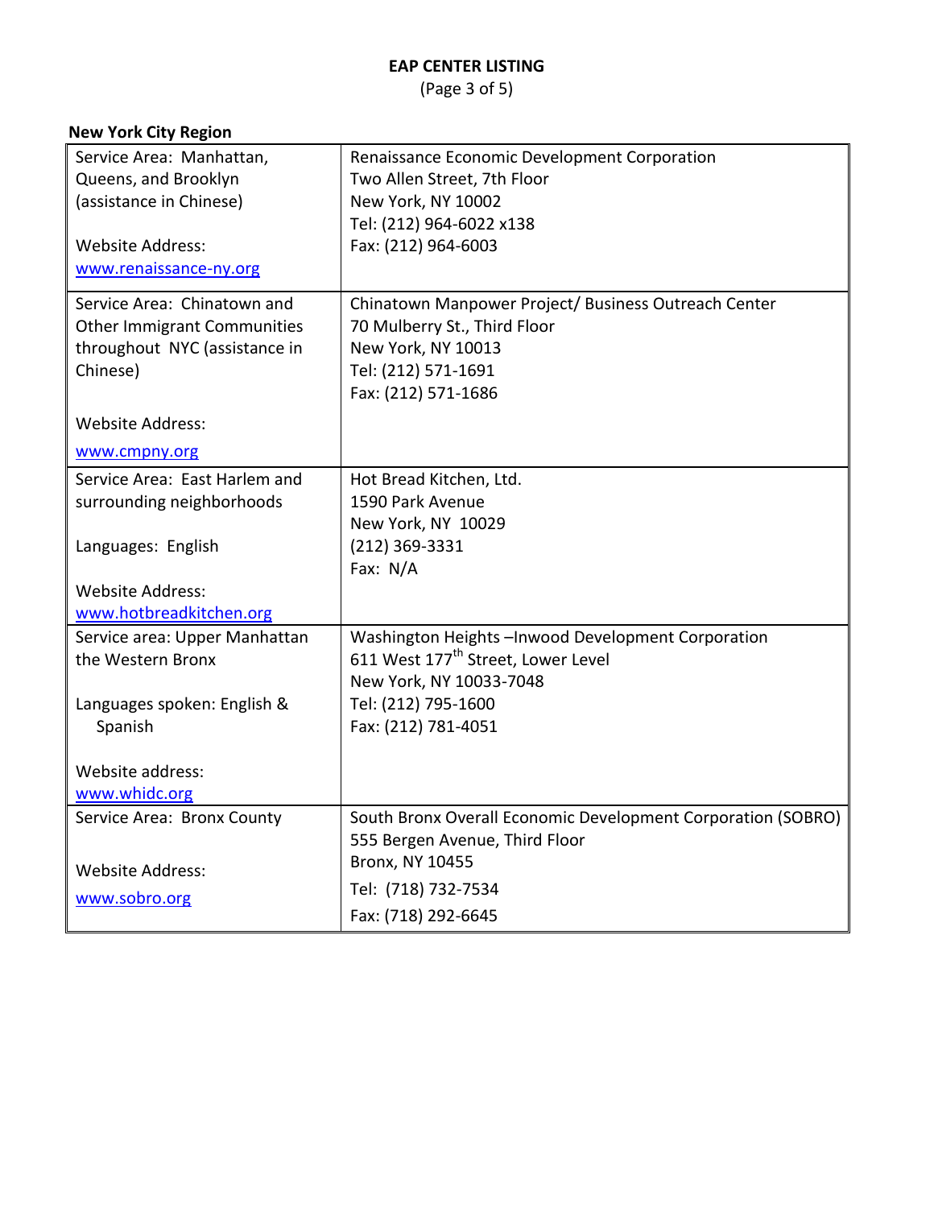# EAP CENTER LISTING

(Page 3 of 5)

**New York City Region**

| | |
|---|---|
| Service Area: Manhattan, Queens, and Brooklyn (assistance in Chinese)<br><br>Website Address:<br>www.renaissance-ny.org | Renaissance Economic Development Corporation<br>Two Allen Street, 7th Floor<br>New York, NY 10002<br>Tel: (212) 964-6022 x138<br>Fax: (212) 964-6003 |
| Service Area: Chinatown and Other Immigrant Communities throughout NYC (assistance in Chinese)<br><br>Website Address:<br>www.cmpny.org | Chinatown Manpower Project/ Business Outreach Center<br>70 Mulberry St., Third Floor<br>New York, NY 10013<br>Tel: (212) 571-1691<br>Fax: (212) 571-1686 |
| Service Area: East Harlem and surrounding neighborhoods<br><br>Languages: English<br><br>Website Address:<br>www.hotbreadkitchen.org | Hot Bread Kitchen, Ltd.<br>1590 Park Avenue<br>New York, NY 10029<br>(212) 369-3331<br>Fax: N/A |
| Service area: Upper Manhattan the Western Bronx<br><br>Languages spoken: English & Spanish<br><br>Website address:<br>www.whidc.org | Washington Heights –Inwood Development Corporation<br>611 West 177th Street, Lower Level<br>New York, NY 10033-7048<br>Tel: (212) 795-1600<br>Fax: (212) 781-4051 |
| Service Area: Bronx County<br><br>Website Address:<br>www.sobro.org | South Bronx Overall Economic Development Corporation (SOBRO)<br>555 Bergen Avenue, Third Floor<br>Bronx, NY 10455<br>Tel: (718) 732-7534<br>Fax: (718) 292-6645 |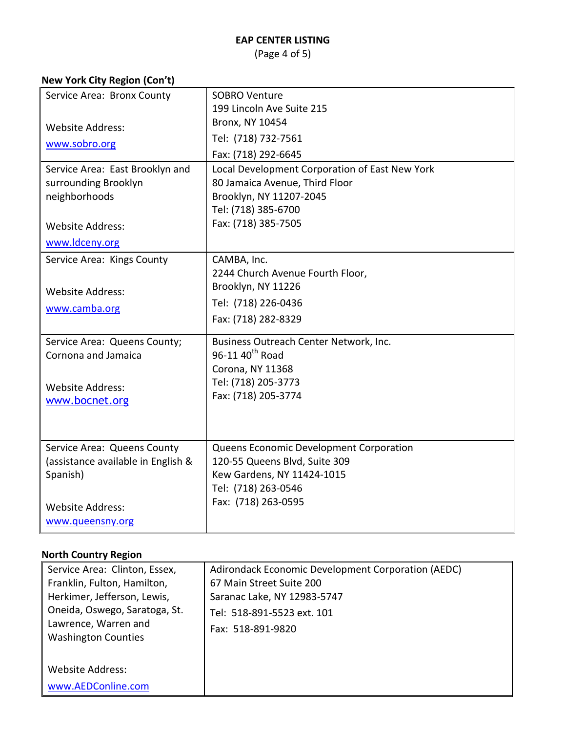# EAP CENTER LISTING

(Page 4 of 5)

## New York City Region (Con't)

| Service Area | Center |
|---|---|
| Service Area: Bronx County<br><br>Website Address:<br>www.sobro.org | SOBRO Venture<br>199 Lincoln Ave Suite 215<br>Bronx, NY 10454<br>Tel: (718) 732-7561<br>Fax: (718) 292-6645 |
| Service Area: East Brooklyn and surrounding Brooklyn neighborhoods<br><br>Website Address:<br>www.ldceny.org | Local Development Corporation of East New York<br>80 Jamaica Avenue, Third Floor<br>Brooklyn, NY 11207-2045<br>Tel: (718) 385-6700<br>Fax: (718) 385-7505 |
| Service Area: Kings County<br><br>Website Address:<br>www.camba.org | CAMBA, Inc.<br>2244 Church Avenue Fourth Floor,<br>Brooklyn, NY 11226<br>Tel: (718) 226-0436<br>Fax: (718) 282-8329 |
| Service Area: Queens County; Cornona and Jamaica<br><br>Website Address:<br>www.bocnet.org | Business Outreach Center Network, Inc.<br>96-11 40th Road<br>Corona, NY 11368<br>Tel: (718) 205-3773<br>Fax: (718) 205-3774 |
| Service Area: Queens County (assistance available in English & Spanish)<br><br>Website Address:<br>www.queensny.org | Queens Economic Development Corporation<br>120-55 Queens Blvd, Suite 309<br>Kew Gardens, NY 11424-1015<br>Tel: (718) 263-0546<br>Fax: (718) 263-0595 |

## North Country Region

| Service Area | Center |
|---|---|
| Service Area: Clinton, Essex, Franklin, Fulton, Hamilton, Herkimer, Jefferson, Lewis, Oneida, Oswego, Saratoga, St. Lawrence, Warren and Washington Counties<br><br>Website Address:<br>www.AEDConline.com | Adirondack Economic Development Corporation (AEDC)<br>67 Main Street Suite 200<br>Saranac Lake, NY 12983-5747<br>Tel: 518-891-5523 ext. 101<br>Fax: 518-891-9820 |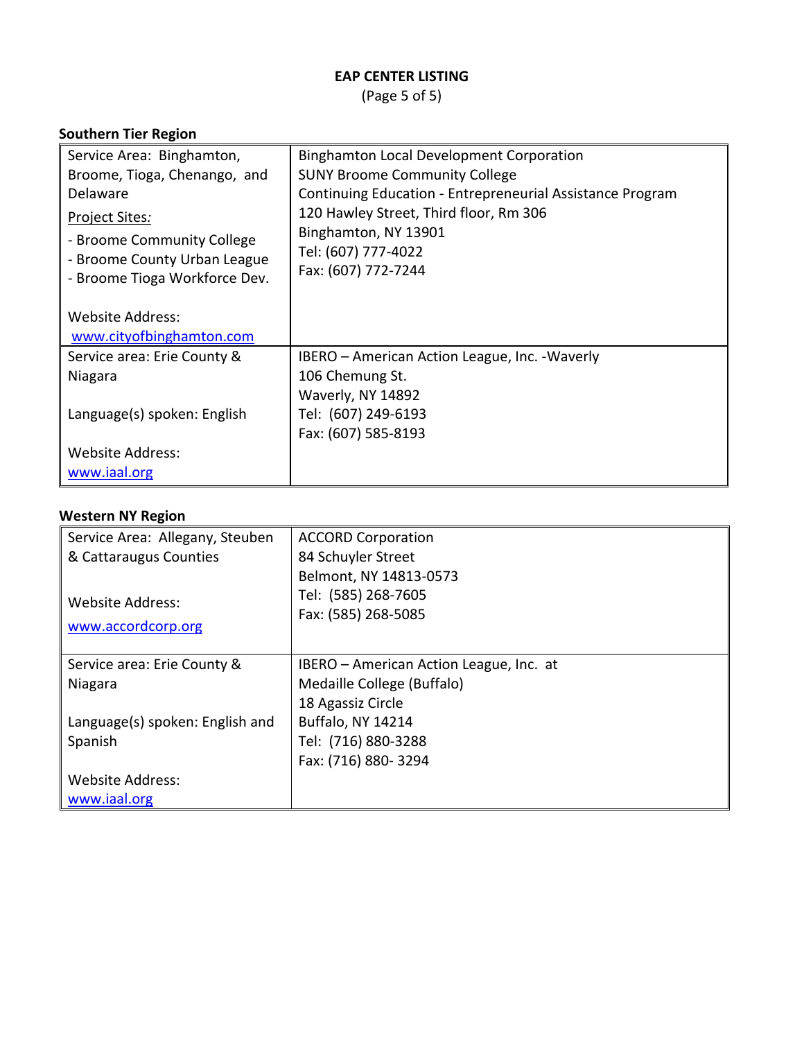# EAP CENTER LISTING

(Page 5 of 5)

### Southern Tier Region

| | |
|---|---|
| Service Area: Binghamton, Broome, Tioga, Chenango, and Delaware<br><br>Project Sites:<br>- Broome Community College<br>- Broome County Urban League<br>- Broome Tioga Workforce Dev.<br><br>Website Address:<br>www.cityofbinghamton.com | Binghamton Local Development Corporation<br>SUNY Broome Community College<br>Continuing Education - Entrepreneurial Assistance Program<br>120 Hawley Street, Third floor, Rm 306<br>Binghamton, NY 13901<br>Tel: (607) 777-4022<br>Fax: (607) 772-7244 |
| Service area: Erie County & Niagara<br><br>Language(s) spoken: English<br><br>Website Address:<br>www.iaal.org | IBERO – American Action League, Inc. -Waverly<br>106 Chemung St.<br>Waverly, NY 14892<br>Tel: (607) 249-6193<br>Fax: (607) 585-8193 |

### Western NY Region

| | |
|---|---|
| Service Area: Allegany, Steuben & Cattaraugus Counties<br><br>Website Address:<br>www.accordcorp.org | ACCORD Corporation<br>84 Schuyler Street<br>Belmont, NY 14813-0573<br>Tel: (585) 268-7605<br>Fax: (585) 268-5085 |
| Service area: Erie County & Niagara<br><br>Language(s) spoken: English and Spanish<br><br>Website Address:<br>www.iaal.org | IBERO – American Action League, Inc. at Medaille College (Buffalo)<br>18 Agassiz Circle<br>Buffalo, NY 14214<br>Tel: (716) 880-3288<br>Fax: (716) 880- 3294 |